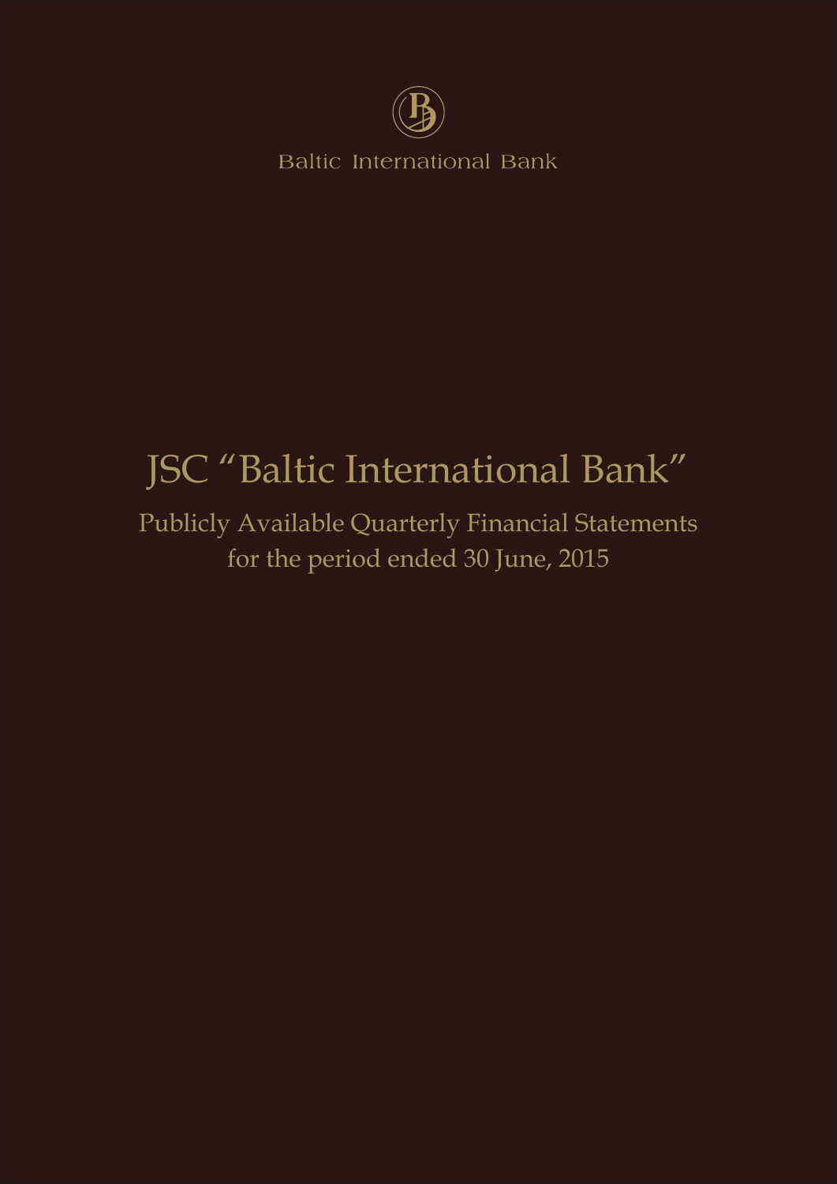Baltic International Bank

# JSC "Baltic International Bank"

## Publicly Available Quarterly Financial Statements for the period ended 30 June, 2015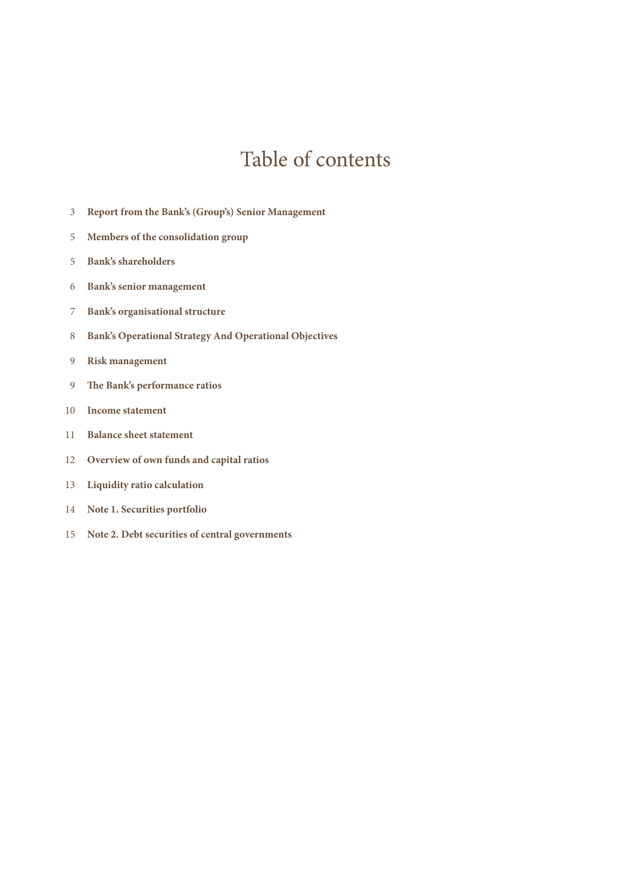# Table of contents

3 **Report from the Bank's (Group's) Senior Management**

5 **Members of the consolidation group**

5 **Bank's shareholders**

6 **Bank's senior management**

7 **Bank's organisational structure**

8 **Bank's Operational Strategy And Operational Objectives**

9 **Risk management**

9 **The Bank's performance ratios**

10 **Income statement**

11 **Balance sheet statement**

12 **Overview of own funds and capital ratios**

13 **Liquidity ratio calculation**

14 **Note 1. Securities portfolio**

15 **Note 2. Debt securities of central governments**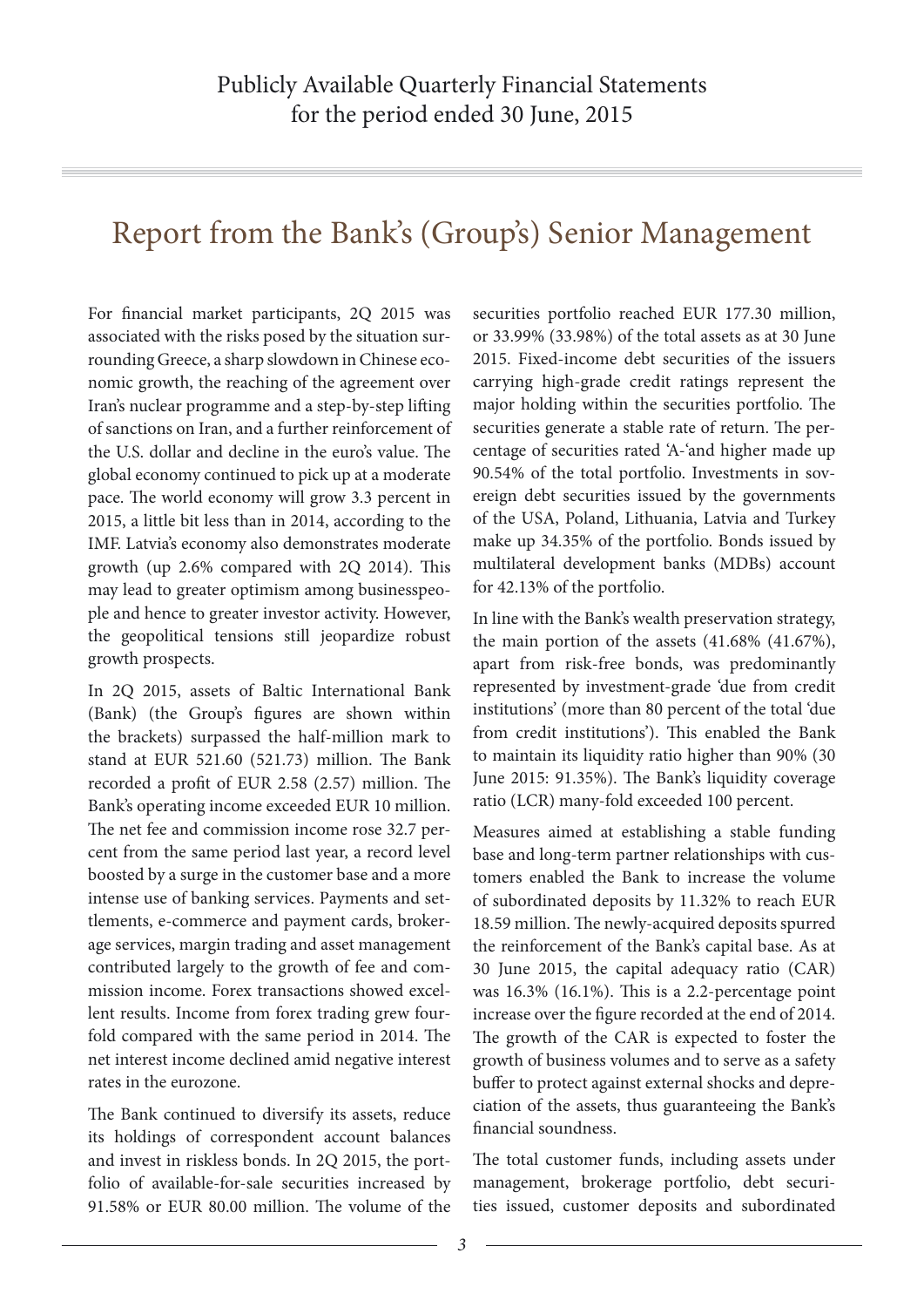Publicly Available Quarterly Financial Statements
for the period ended 30 June, 2015

# Report from the Bank's (Group's) Senior Management

For financial market participants, 2Q 2015 was associated with the risks posed by the situation surrounding Greece, a sharp slowdown in Chinese economic growth, the reaching of the agreement over Iran's nuclear programme and a step-by-step lifting of sanctions on Iran, and a further reinforcement of the U.S. dollar and decline in the euro's value. The global economy continued to pick up at a moderate pace. The world economy will grow 3.3 percent in 2015, a little bit less than in 2014, according to the IMF. Latvia's economy also demonstrates moderate growth (up 2.6% compared with 2Q 2014). This may lead to greater optimism among businesspeople and hence to greater investor activity. However, the geopolitical tensions still jeopardize robust growth prospects.

In 2Q 2015, assets of Baltic International Bank (Bank) (the Group's figures are shown within the brackets) surpassed the half-million mark to stand at EUR 521.60 (521.73) million. The Bank recorded a profit of EUR 2.58 (2.57) million. The Bank's operating income exceeded EUR 10 million. The net fee and commission income rose 32.7 percent from the same period last year, a record level boosted by a surge in the customer base and a more intense use of banking services. Payments and settlements, e-commerce and payment cards, brokerage services, margin trading and asset management contributed largely to the growth of fee and commission income. Forex transactions showed excellent results. Income from forex trading grew fourfold compared with the same period in 2014. The net interest income declined amid negative interest rates in the eurozone.

The Bank continued to diversify its assets, reduce its holdings of correspondent account balances and invest in riskless bonds. In 2Q 2015, the portfolio of available-for-sale securities increased by 91.58% or EUR 80.00 million. The volume of the securities portfolio reached EUR 177.30 million, or 33.99% (33.98%) of the total assets as at 30 June 2015. Fixed-income debt securities of the issuers carrying high-grade credit ratings represent the major holding within the securities portfolio. The securities generate a stable rate of return. The percentage of securities rated 'A-'and higher made up 90.54% of the total portfolio. Investments in sovereign debt securities issued by the governments of the USA, Poland, Lithuania, Latvia and Turkey make up 34.35% of the portfolio. Bonds issued by multilateral development banks (MDBs) account for 42.13% of the portfolio.

In line with the Bank's wealth preservation strategy, the main portion of the assets (41.68% (41.67%), apart from risk-free bonds, was predominantly represented by investment-grade 'due from credit institutions' (more than 80 percent of the total 'due from credit institutions'). This enabled the Bank to maintain its liquidity ratio higher than 90% (30 June 2015: 91.35%). The Bank's liquidity coverage ratio (LCR) many-fold exceeded 100 percent.

Measures aimed at establishing a stable funding base and long-term partner relationships with customers enabled the Bank to increase the volume of subordinated deposits by 11.32% to reach EUR 18.59 million. The newly-acquired deposits spurred the reinforcement of the Bank's capital base. As at 30 June 2015, the capital adequacy ratio (CAR) was 16.3% (16.1%). This is a 2.2-percentage point increase over the figure recorded at the end of 2014. The growth of the CAR is expected to foster the growth of business volumes and to serve as a safety buffer to protect against external shocks and depreciation of the assets, thus guaranteeing the Bank's financial soundness.

The total customer funds, including assets under management, brokerage portfolio, debt securities issued, customer deposits and subordinated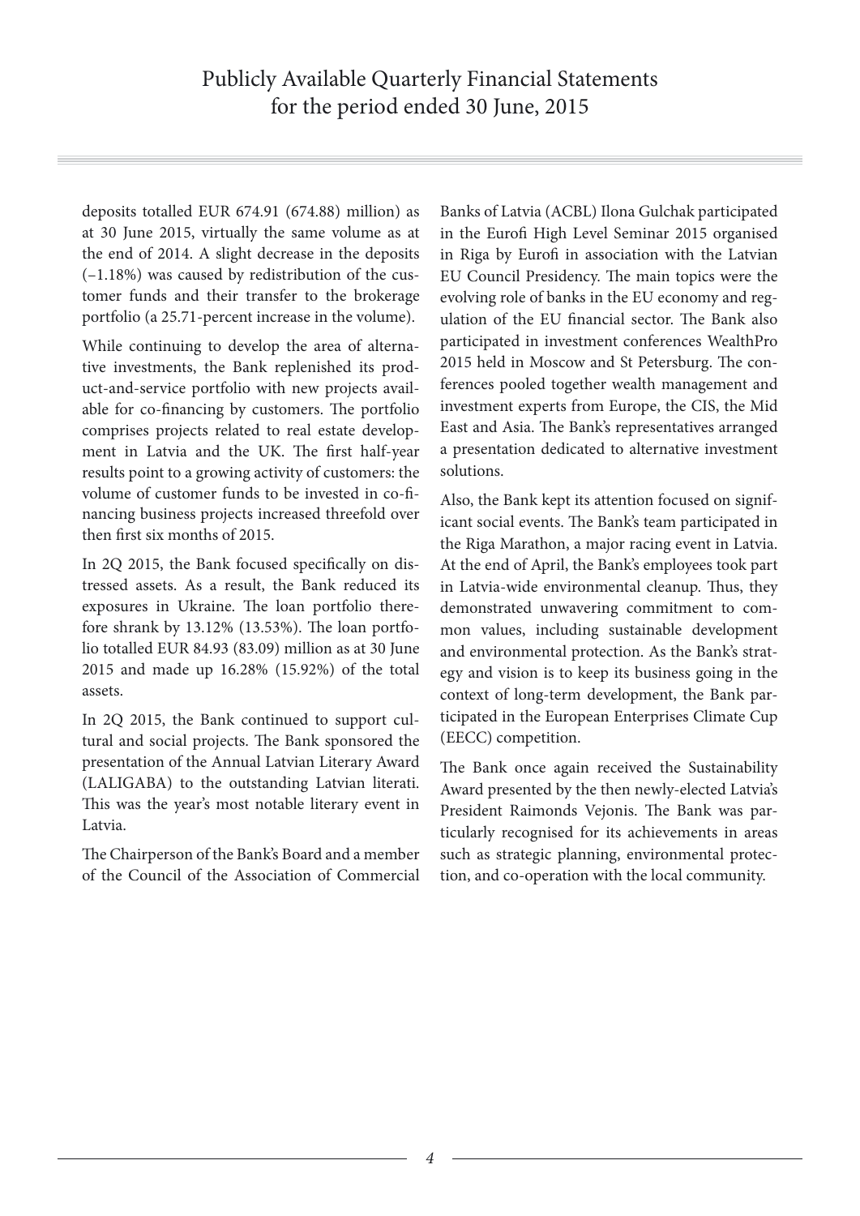deposits totalled EUR 674.91 (674.88) million) as at 30 June 2015, virtually the same volume as at the end of 2014. A slight decrease in the deposits (–1.18%) was caused by redistribution of the customer funds and their transfer to the brokerage portfolio (a 25.71-percent increase in the volume).

While continuing to develop the area of alternative investments, the Bank replenished its product-and-service portfolio with new projects available for co-financing by customers. The portfolio comprises projects related to real estate development in Latvia and the UK. The first half-year results point to a growing activity of customers: the volume of customer funds to be invested in co-financing business projects increased threefold over then first six months of 2015.

In 2Q 2015, the Bank focused specifically on distressed assets. As a result, the Bank reduced its exposures in Ukraine. The loan portfolio therefore shrank by 13.12% (13.53%). The loan portfolio totalled EUR 84.93 (83.09) million as at 30 June 2015 and made up 16.28% (15.92%) of the total assets.

In 2Q 2015, the Bank continued to support cultural and social projects. The Bank sponsored the presentation of the Annual Latvian Literary Award (LALIGABA) to the outstanding Latvian literati. This was the year's most notable literary event in Latvia.

The Chairperson of the Bank's Board and a member of the Council of the Association of Commercial Banks of Latvia (ACBL) Ilona Gulchak participated in the Eurofi High Level Seminar 2015 organised in Riga by Eurofi in association with the Latvian EU Council Presidency. The main topics were the evolving role of banks in the EU economy and regulation of the EU financial sector. The Bank also participated in investment conferences WealthPro 2015 held in Moscow and St Petersburg. The conferences pooled together wealth management and investment experts from Europe, the CIS, the Mid East and Asia. The Bank's representatives arranged a presentation dedicated to alternative investment solutions.

Also, the Bank kept its attention focused on significant social events. The Bank's team participated in the Riga Marathon, a major racing event in Latvia. At the end of April, the Bank's employees took part in Latvia-wide environmental cleanup. Thus, they demonstrated unwavering commitment to common values, including sustainable development and environmental protection. As the Bank's strategy and vision is to keep its business going in the context of long-term development, the Bank participated in the European Enterprises Climate Cup (EECC) competition.

The Bank once again received the Sustainability Award presented by the then newly-elected Latvia's President Raimonds Vejonis. The Bank was particularly recognised for its achievements in areas such as strategic planning, environmental protection, and co-operation with the local community.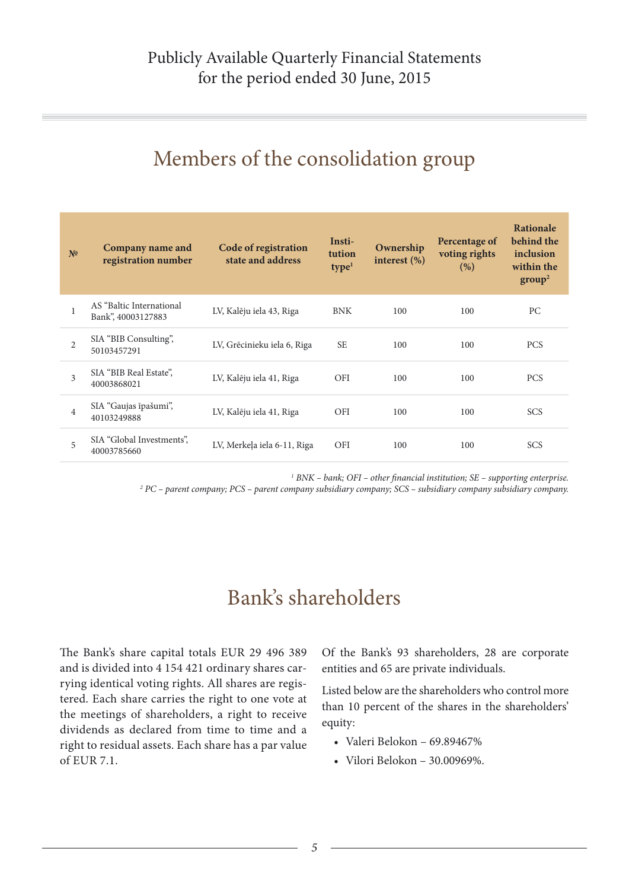# Members of the consolidation group

| № | Company name and registration number | Code of registration state and address | Institution type[1] | Ownership interest (%) | Percentage of voting rights (%) | Rationale behind the inclusion within the group[2] |
|---|---|---|---|---|---|---|
| 1 | AS "Baltic International Bank", 40003127883 | LV, Kalēju iela 43, Riga | BNK | 100 | 100 | PC |
| 2 | SIA "BIB Consulting", 50103457291 | LV, Grēcinieku iela 6, Riga | SE | 100 | 100 | PCS |
| 3 | SIA "BIB Real Estate", 40003868021 | LV, Kalēju iela 41, Riga | OFI | 100 | 100 | PCS |
| 4 | SIA "Gaujas īpašumi", 40103249888 | LV, Kalēju iela 41, Riga | OFI | 100 | 100 | SCS |
| 5 | SIA "Global Investments", 40003785660 | LV, Merkeļa iela 6-11, Riga | OFI | 100 | 100 | SCS |

*[1] BNK – bank; OFI – other financial institution; SE – supporting enterprise.*
*[2] PC – parent company; PCS – parent company subsidiary company; SCS – subsidiary company subsidiary company.*

# Bank's shareholders

The Bank's share capital totals EUR 29 496 389 and is divided into 4 154 421 ordinary shares carrying identical voting rights. All shares are registered. Each share carries the right to one vote at the meetings of shareholders, a right to receive dividends as declared from time to time and a right to residual assets. Each share has a par value of EUR 7.1.

Of the Bank's 93 shareholders, 28 are corporate entities and 65 are private individuals.

Listed below are the shareholders who control more than 10 percent of the shares in the shareholders' equity:

- Valeri Belokon – 69.89467%
- Vilori Belokon – 30.00969%.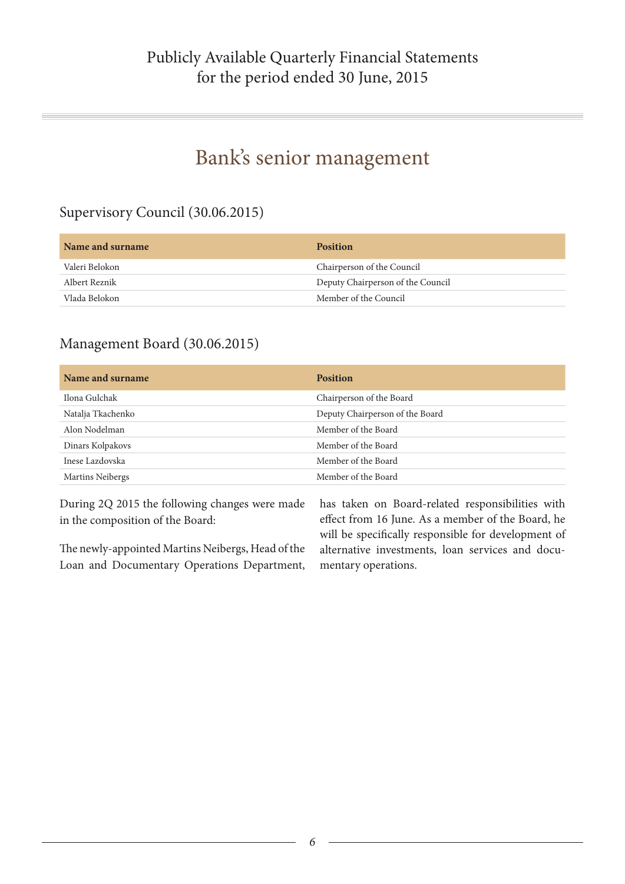# Bank's senior management

## Supervisory Council (30.06.2015)

| Name and surname | Position |
|---|---|
| Valeri Belokon | Chairperson of the Council |
| Albert Reznik | Deputy Chairperson of the Council |
| Vlada Belokon | Member of the Council |

## Management Board (30.06.2015)

| Name and surname | Position |
|---|---|
| Ilona Gulchak | Chairperson of the Board |
| Natalja Tkachenko | Deputy Chairperson of the Board |
| Alon Nodelman | Member of the Board |
| Dinars Kolpakovs | Member of the Board |
| Inese Lazdovska | Member of the Board |
| Martins Neibergs | Member of the Board |

During 2Q 2015 the following changes were made in the composition of the Board:

The newly-appointed Martins Neibergs, Head of the Loan and Documentary Operations Department, has taken on Board-related responsibilities with effect from 16 June. As a member of the Board, he will be specifically responsible for development of alternative investments, loan services and documentary operations.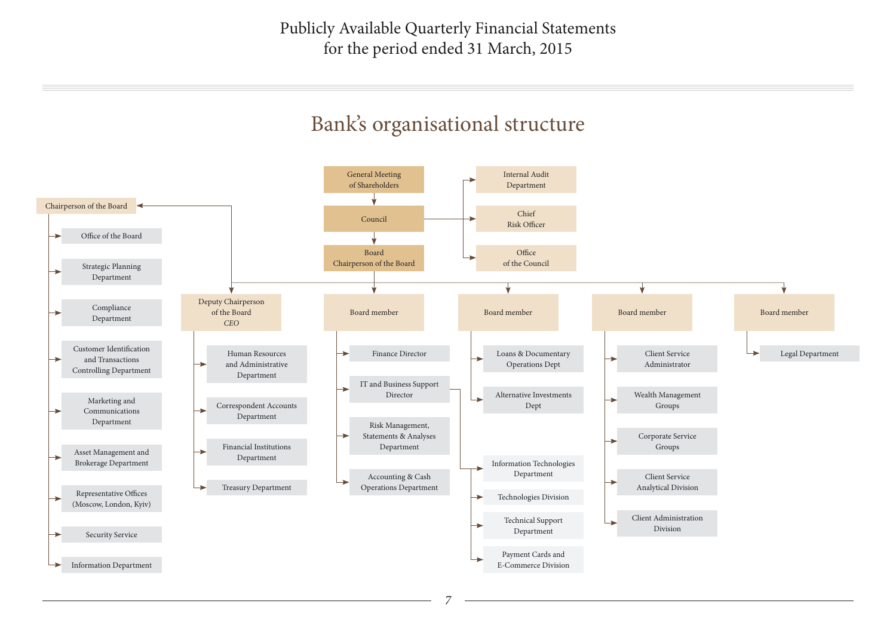## Bank's organisational structure

- General Meeting of Shareholders
  - Council
    - Internal Audit Department
    - Chief Risk Officer
    - Office of the Council
    - Board Chairperson of the Board
      - Chairperson of the Board
        - Office of the Board
        - Strategic Planning Department
        - Compliance Department
        - Customer Identification and Transactions Controlling Department
        - Marketing and Communications Department
        - Asset Management and Brokerage Department
        - Representative Offices (Moscow, London, Kyiv)
        - Security Service
        - Information Department
      - Deputy Chairperson of the Board *CEO*
        - Human Resources and Administrative Department
        - Correspondent Accounts Department
        - Financial Institutions Department
        - Treasury Department
      - Board member
        - Finance Director
        - IT and Business Support Director
          - Information Technologies Department
          - Technologies Division
          - Technical Support Department
          - Payment Cards and E-Commerce Division
        - Risk Management, Statements & Analyses Department
        - Accounting & Cash Operations Department
      - Board member
        - Loans & Documentary Operations Dept
        - Alternative Investments Dept
      - Board member
        - Client Service Administrator
        - Wealth Management Groups
        - Corporate Service Groups
        - Client Service Analytical Division
        - Client Administration Division
      - Board member
        - Legal Department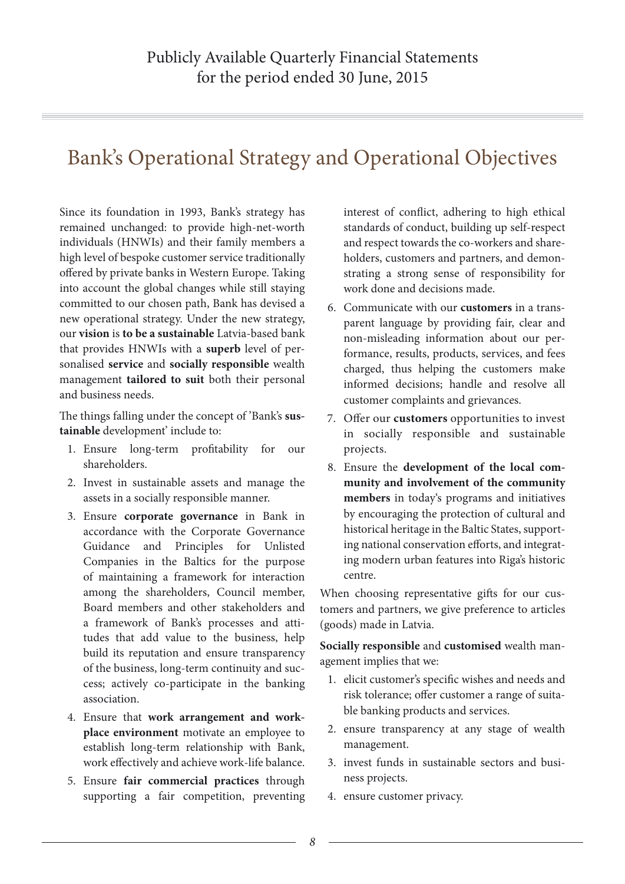# Bank's Operational Strategy and Operational Objectives

Since its foundation in 1993, Bank's strategy has remained unchanged: to provide high-net-worth individuals (HNWIs) and their family members a high level of bespoke customer service traditionally offered by private banks in Western Europe. Taking into account the global changes while still staying committed to our chosen path, Bank has devised a new operational strategy. Under the new strategy, our **vision** is **to be a sustainable** Latvia-based bank that provides HNWIs with a **superb** level of personalised **service** and **socially responsible** wealth management **tailored to suit** both their personal and business needs.

The things falling under the concept of 'Bank's **sustainable** development' include to:

1. Ensure long-term profitability for our shareholders.
2. Invest in sustainable assets and manage the assets in a socially responsible manner.
3. Ensure **corporate governance** in Bank in accordance with the Corporate Governance Guidance and Principles for Unlisted Companies in the Baltics for the purpose of maintaining a framework for interaction among the shareholders, Council member, Board members and other stakeholders and a framework of Bank's processes and attitudes that add value to the business, help build its reputation and ensure transparency of the business, long-term continuity and success; actively co-participate in the banking association.
4. Ensure that **work arrangement and workplace environment** motivate an employee to establish long-term relationship with Bank, work effectively and achieve work-life balance.
5. Ensure **fair commercial practices** through supporting a fair competition, preventing interest of conflict, adhering to high ethical standards of conduct, building up self-respect and respect towards the co-workers and shareholders, customers and partners, and demonstrating a strong sense of responsibility for work done and decisions made.
6. Communicate with our **customers** in a transparent language by providing fair, clear and non-misleading information about our performance, results, products, services, and fees charged, thus helping the customers make informed decisions; handle and resolve all customer complaints and grievances.
7. Offer our **customers** opportunities to invest in socially responsible and sustainable projects.
8. Ensure the **development of the local community and involvement of the community members** in today's programs and initiatives by encouraging the protection of cultural and historical heritage in the Baltic States, supporting national conservation efforts, and integrating modern urban features into Riga's historic centre.

When choosing representative gifts for our customers and partners, we give preference to articles (goods) made in Latvia.

**Socially responsible** and **customised** wealth management implies that we:

1. elicit customer's specific wishes and needs and risk tolerance; offer customer a range of suitable banking products and services.
2. ensure transparency at any stage of wealth management.
3. invest funds in sustainable sectors and business projects.
4. ensure customer privacy.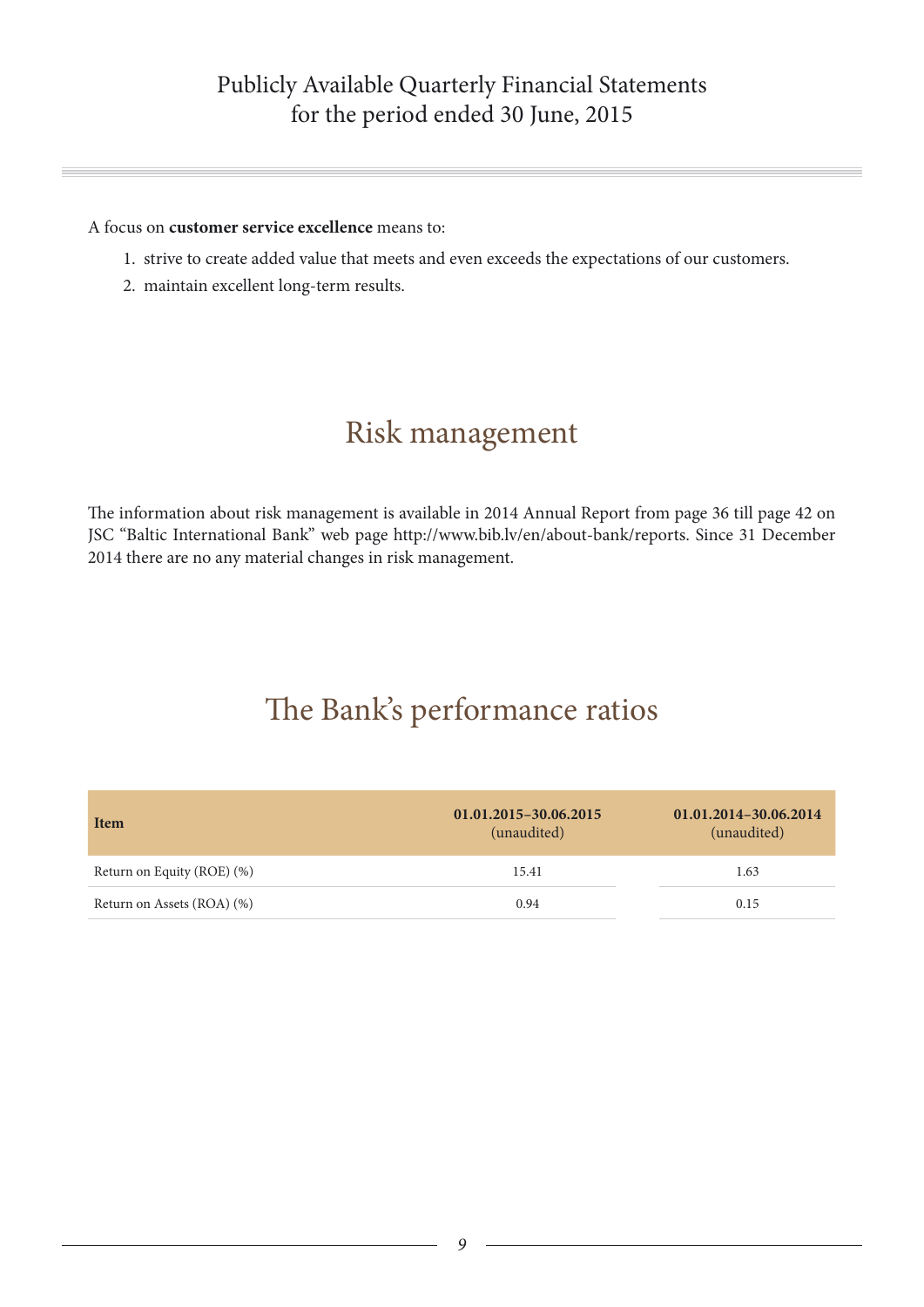A focus on **customer service excellence** means to:

1. strive to create added value that meets and even exceeds the expectations of our customers.
2. maintain excellent long-term results.

## Risk management

The information about risk management is available in 2014 Annual Report from page 36 till page 42 on JSC "Baltic International Bank" web page http://www.bib.lv/en/about-bank/reports. Since 31 December 2014 there are no any material changes in risk management.

## The Bank's performance ratios

| Item | 01.01.2015–30.06.2015 (unaudited) | 01.01.2014–30.06.2014 (unaudited) |
|---|---|---|
| Return on Equity (ROE) (%) | 15.41 | 1.63 |
| Return on Assets (ROA) (%) | 0.94 | 0.15 |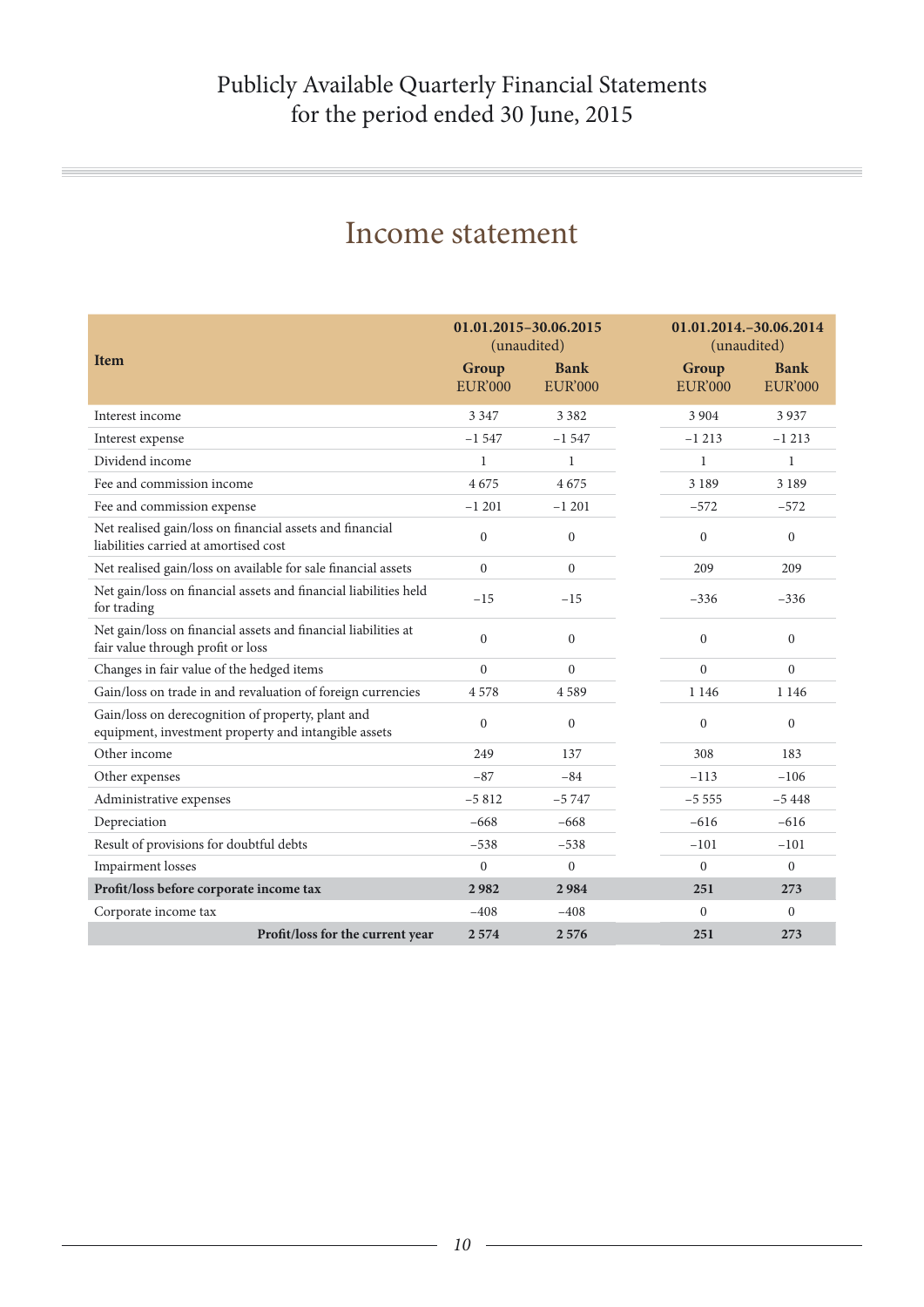# Publicly Available Quarterly Financial Statements for the period ended 30 June, 2015

## Income statement

| Item | 01.01.2015–30.06.2015 (unaudited) | | 01.01.2014.–30.06.2014 (unaudited) | |
|---|---|---|---|---|
| | Group EUR'000 | Bank EUR'000 | Group EUR'000 | Bank EUR'000 |
| Interest income | 3 347 | 3 382 | 3 904 | 3 937 |
| Interest expense | –1 547 | –1 547 | –1 213 | –1 213 |
| Dividend income | 1 | 1 | 1 | 1 |
| Fee and commission income | 4 675 | 4 675 | 3 189 | 3 189 |
| Fee and commission expense | –1 201 | –1 201 | –572 | –572 |
| Net realised gain/loss on financial assets and financial liabilities carried at amortised cost | 0 | 0 | 0 | 0 |
| Net realised gain/loss on available for sale financial assets | 0 | 0 | 209 | 209 |
| Net gain/loss on financial assets and financial liabilities held for trading | –15 | –15 | –336 | –336 |
| Net gain/loss on financial assets and financial liabilities at fair value through profit or loss | 0 | 0 | 0 | 0 |
| Changes in fair value of the hedged items | 0 | 0 | 0 | 0 |
| Gain/loss on trade in and revaluation of foreign currencies | 4 578 | 4 589 | 1 146 | 1 146 |
| Gain/loss on derecognition of property, plant and equipment, investment property and intangible assets | 0 | 0 | 0 | 0 |
| Other income | 249 | 137 | 308 | 183 |
| Other expenses | –87 | –84 | –113 | –106 |
| Administrative expenses | –5 812 | –5 747 | –5 555 | –5 448 |
| Depreciation | –668 | –668 | –616 | –616 |
| Result of provisions for doubtful debts | –538 | –538 | –101 | –101 |
| Impairment losses | 0 | 0 | 0 | 0 |
| **Profit/loss before corporate income tax** | **2 982** | **2 984** | **251** | **273** |
| Corporate income tax | –408 | –408 | 0 | 0 |
| **Profit/loss for the current year** | **2 574** | **2 576** | **251** | **273** |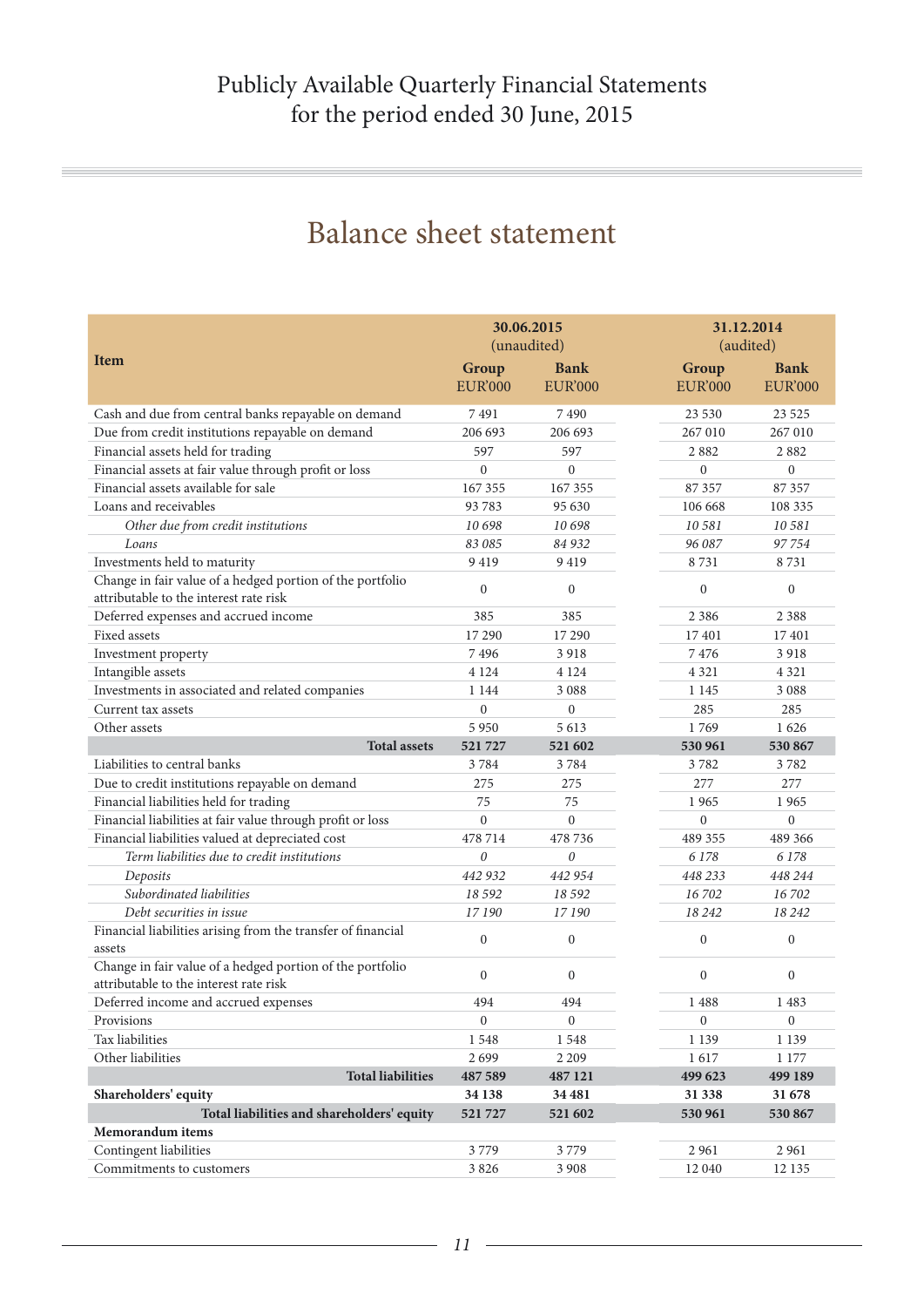Publicly Available Quarterly Financial Statements
for the period ended 30 June, 2015

# Balance sheet statement

| Item | 30.06.2015 (unaudited) | | 31.12.2014 (audited) | |
|---|---|---|---|---|
| | Group EUR'000 | Bank EUR'000 | Group EUR'000 | Bank EUR'000 |
| Cash and due from central banks repayable on demand | 7 491 | 7 490 | 23 530 | 23 525 |
| Due from credit institutions repayable on demand | 206 693 | 206 693 | 267 010 | 267 010 |
| Financial assets held for trading | 597 | 597 | 2 882 | 2 882 |
| Financial assets at fair value through profit or loss | 0 | 0 | 0 | 0 |
| Financial assets available for sale | 167 355 | 167 355 | 87 357 | 87 357 |
| Loans and receivables | 93 783 | 95 630 | 106 668 | 108 335 |
| *Other due from credit institutions* | *10 698* | *10 698* | *10 581* | *10 581* |
| *Loans* | *83 085* | *84 932* | *96 087* | *97 754* |
| Investments held to maturity | 9 419 | 9 419 | 8 731 | 8 731 |
| Change in fair value of a hedged portion of the portfolio attributable to the interest rate risk | 0 | 0 | 0 | 0 |
| Deferred expenses and accrued income | 385 | 385 | 2 386 | 2 388 |
| Fixed assets | 17 290 | 17 290 | 17 401 | 17 401 |
| Investment property | 7 496 | 3 918 | 7 476 | 3 918 |
| Intangible assets | 4 124 | 4 124 | 4 321 | 4 321 |
| Investments in associated and related companies | 1 144 | 3 088 | 1 145 | 3 088 |
| Current tax assets | 0 | 0 | 285 | 285 |
| Other assets | 5 950 | 5 613 | 1 769 | 1 626 |
| **Total assets** | **521 727** | **521 602** | **530 961** | **530 867** |
| Liabilities to central banks | 3 784 | 3 784 | 3 782 | 3 782 |
| Due to credit institutions repayable on demand | 275 | 275 | 277 | 277 |
| Financial liabilities held for trading | 75 | 75 | 1 965 | 1 965 |
| Financial liabilities at fair value through profit or loss | 0 | 0 | 0 | 0 |
| Financial liabilities valued at depreciated cost | 478 714 | 478 736 | 489 355 | 489 366 |
| *Term liabilities due to credit institutions* | *0* | *0* | *6 178* | *6 178* |
| *Deposits* | *442 932* | *442 954* | *448 233* | *448 244* |
| *Subordinated liabilities* | *18 592* | *18 592* | *16 702* | *16 702* |
| *Debt securities in issue* | *17 190* | *17 190* | *18 242* | *18 242* |
| Financial liabilities arising from the transfer of financial assets | 0 | 0 | 0 | 0 |
| Change in fair value of a hedged portion of the portfolio attributable to the interest rate risk | 0 | 0 | 0 | 0 |
| Deferred income and accrued expenses | 494 | 494 | 1 488 | 1 483 |
| Provisions | 0 | 0 | 0 | 0 |
| Tax liabilities | 1 548 | 1 548 | 1 139 | 1 139 |
| Other liabilities | 2 699 | 2 209 | 1 617 | 1 177 |
| **Total liabilities** | **487 589** | **487 121** | **499 623** | **499 189** |
| **Shareholders' equity** | **34 138** | **34 481** | **31 338** | **31 678** |
| **Total liabilities and shareholders' equity** | **521 727** | **521 602** | **530 961** | **530 867** |
| **Memorandum items** | | | | |
| Contingent liabilities | 3 779 | 3 779 | 2 961 | 2 961 |
| Commitments to customers | 3 826 | 3 908 | 12 040 | 12 135 |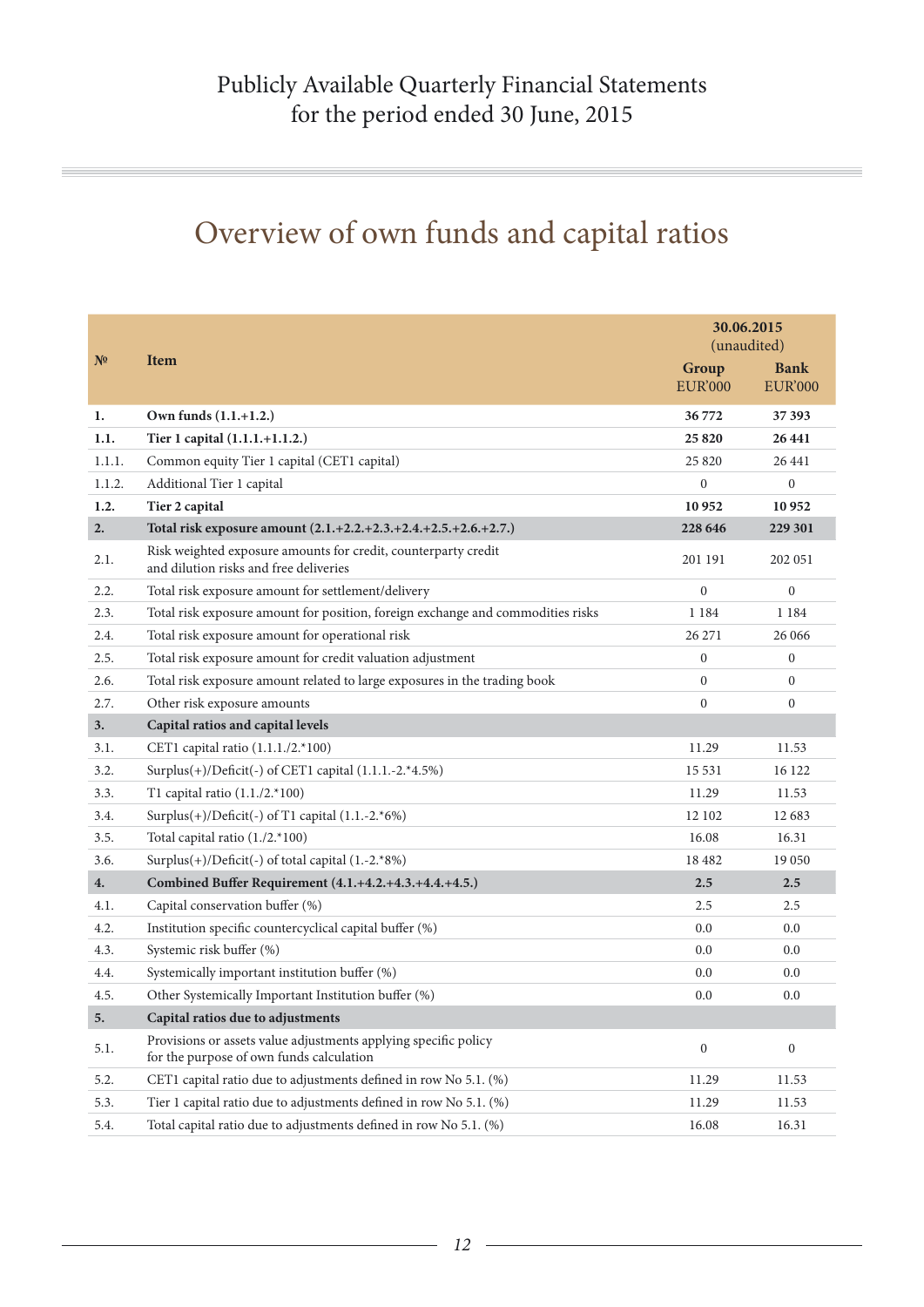# Publicly Available Quarterly Financial Statements for the period ended 30 June, 2015

## Overview of own funds and capital ratios

| № | Item | 30.06.2015 (unaudited) | |
|---|---|---|---|
| | | **Group** EUR'000 | **Bank** EUR'000 |
| **1.** | **Own funds (1.1.+1.2.)** | **36 772** | **37 393** |
| **1.1.** | **Tier 1 capital (1.1.1.+1.1.2.)** | **25 820** | **26 441** |
| 1.1.1. | Common equity Tier 1 capital (CET1 capital) | 25 820 | 26 441 |
| 1.1.2. | Additional Tier 1 capital | 0 | 0 |
| **1.2.** | **Tier 2 capital** | **10 952** | **10 952** |
| **2.** | **Total risk exposure amount (2.1.+2.2.+2.3.+2.4.+2.5.+2.6.+2.7.)** | **228 646** | **229 301** |
| 2.1. | Risk weighted exposure amounts for credit, counterparty credit and dilution risks and free deliveries | 201 191 | 202 051 |
| 2.2. | Total risk exposure amount for settlement/delivery | 0 | 0 |
| 2.3. | Total risk exposure amount for position, foreign exchange and commodities risks | 1 184 | 1 184 |
| 2.4. | Total risk exposure amount for operational risk | 26 271 | 26 066 |
| 2.5. | Total risk exposure amount for credit valuation adjustment | 0 | 0 |
| 2.6. | Total risk exposure amount related to large exposures in the trading book | 0 | 0 |
| 2.7. | Other risk exposure amounts | 0 | 0 |
| **3.** | **Capital ratios and capital levels** | | |
| 3.1. | CET1 capital ratio (1.1.1./2.*100) | 11.29 | 11.53 |
| 3.2. | Surplus(+)/Deficit(-) of CET1 capital (1.1.1.-2.*4.5%) | 15 531 | 16 122 |
| 3.3. | T1 capital ratio (1.1./2.*100) | 11.29 | 11.53 |
| 3.4. | Surplus(+)/Deficit(-) of T1 capital (1.1.-2.*6%) | 12 102 | 12 683 |
| 3.5. | Total capital ratio (1./2.*100) | 16.08 | 16.31 |
| 3.6. | Surplus(+)/Deficit(-) of total capital (1.-2.*8%) | 18 482 | 19 050 |
| **4.** | **Combined Buffer Requirement (4.1.+4.2.+4.3.+4.4.+4.5.)** | **2.5** | **2.5** |
| 4.1. | Capital conservation buffer (%) | 2.5 | 2.5 |
| 4.2. | Institution specific countercyclical capital buffer (%) | 0.0 | 0.0 |
| 4.3. | Systemic risk buffer (%) | 0.0 | 0.0 |
| 4.4. | Systemically important institution buffer (%) | 0.0 | 0.0 |
| 4.5. | Other Systemically Important Institution buffer (%) | 0.0 | 0.0 |
| **5.** | **Capital ratios due to adjustments** | | |
| 5.1. | Provisions or assets value adjustments applying specific policy for the purpose of own funds calculation | 0 | 0 |
| 5.2. | CET1 capital ratio due to adjustments defined in row No 5.1. (%) | 11.29 | 11.53 |
| 5.3. | Tier 1 capital ratio due to adjustments defined in row No 5.1. (%) | 11.29 | 11.53 |
| 5.4. | Total capital ratio due to adjustments defined in row No 5.1. (%) | 16.08 | 16.31 |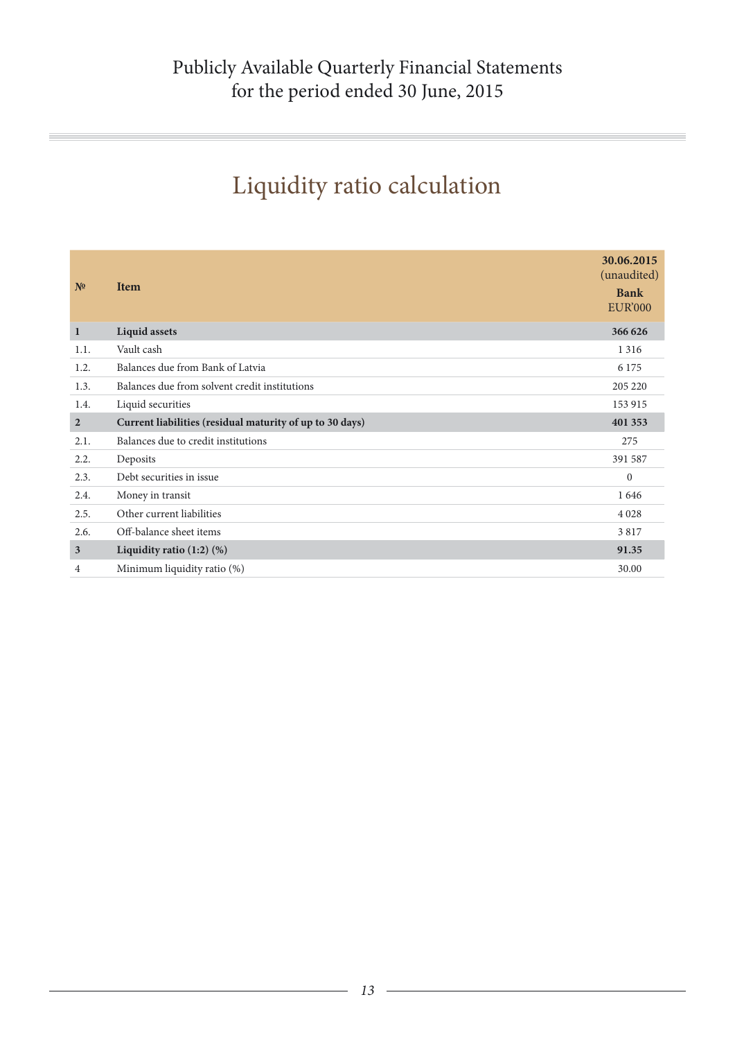# Liquidity ratio calculation

| № | Item | 30.06.2015 (unaudited) Bank EUR'000 |
|---|---|---|
| **1** | **Liquid assets** | **366 626** |
| 1.1. | Vault cash | 1 316 |
| 1.2. | Balances due from Bank of Latvia | 6 175 |
| 1.3. | Balances due from solvent credit institutions | 205 220 |
| 1.4. | Liquid securities | 153 915 |
| **2** | **Current liabilities (residual maturity of up to 30 days)** | **401 353** |
| 2.1. | Balances due to credit institutions | 275 |
| 2.2. | Deposits | 391 587 |
| 2.3. | Debt securities in issue | 0 |
| 2.4. | Money in transit | 1 646 |
| 2.5. | Other current liabilities | 4 028 |
| 2.6. | Off-balance sheet items | 3 817 |
| **3** | **Liquidity ratio (1:2) (%)** | **91.35** |
| 4 | Minimum liquidity ratio (%) | 30.00 |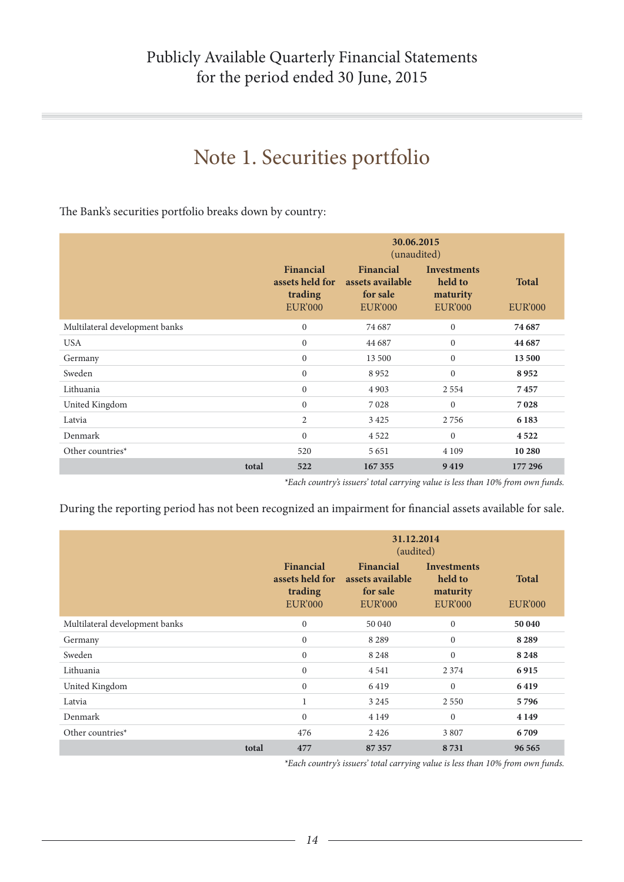# Note 1. Securities portfolio

The Bank's securities portfolio breaks down by country:

| | 30.06.2015 (unaudited) | | | |
|---|---|---|---|---|
| | Financial assets held for trading EUR'000 | Financial assets available for sale EUR'000 | Investments held to maturity EUR'000 | Total EUR'000 |
| Multilateral development banks | 0 | 74 687 | 0 | **74 687** |
| USA | 0 | 44 687 | 0 | **44 687** |
| Germany | 0 | 13 500 | 0 | **13 500** |
| Sweden | 0 | 8 952 | 0 | **8 952** |
| Lithuania | 0 | 4 903 | 2 554 | **7 457** |
| United Kingdom | 0 | 7 028 | 0 | **7 028** |
| Latvia | 2 | 3 425 | 2 756 | **6 183** |
| Denmark | 0 | 4 522 | 0 | **4 522** |
| Other countries* | 520 | 5 651 | 4 109 | **10 280** |
| **total** | **522** | **167 355** | **9 419** | **177 296** |

*\*Each country's issuers' total carrying value is less than 10% from own funds.*

During the reporting period has not been recognized an impairment for financial assets available for sale.

| | 31.12.2014 (audited) | | | |
|---|---|---|---|---|
| | Financial assets held for trading EUR'000 | Financial assets available for sale EUR'000 | Investments held to maturity EUR'000 | Total EUR'000 |
| Multilateral development banks | 0 | 50 040 | 0 | **50 040** |
| Germany | 0 | 8 289 | 0 | **8 289** |
| Sweden | 0 | 8 248 | 0 | **8 248** |
| Lithuania | 0 | 4 541 | 2 374 | **6 915** |
| United Kingdom | 0 | 6 419 | 0 | **6 419** |
| Latvia | 1 | 3 245 | 2 550 | **5 796** |
| Denmark | 0 | 4 149 | 0 | **4 149** |
| Other countries* | 476 | 2 426 | 3 807 | **6 709** |
| **total** | **477** | **87 357** | **8 731** | **96 565** |

*\*Each country's issuers' total carrying value is less than 10% from own funds.*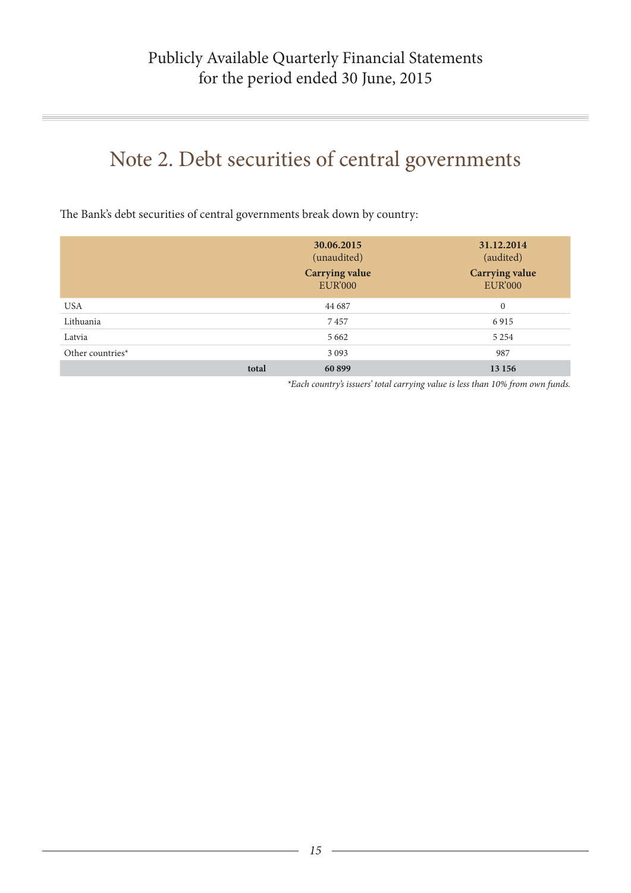# Note 2. Debt securities of central governments

The Bank's debt securities of central governments break down by country:

| | 30.06.2015 (unaudited) Carrying value EUR'000 | 31.12.2014 (audited) Carrying value EUR'000 |
|---|---|---|
| USA | 44 687 | 0 |
| Lithuania | 7 457 | 6 915 |
| Latvia | 5 662 | 5 254 |
| Other countries* | 3 093 | 987 |
| **total** | **60 899** | **13 156** |

*\*Each country's issuers' total carrying value is less than 10% from own funds.*